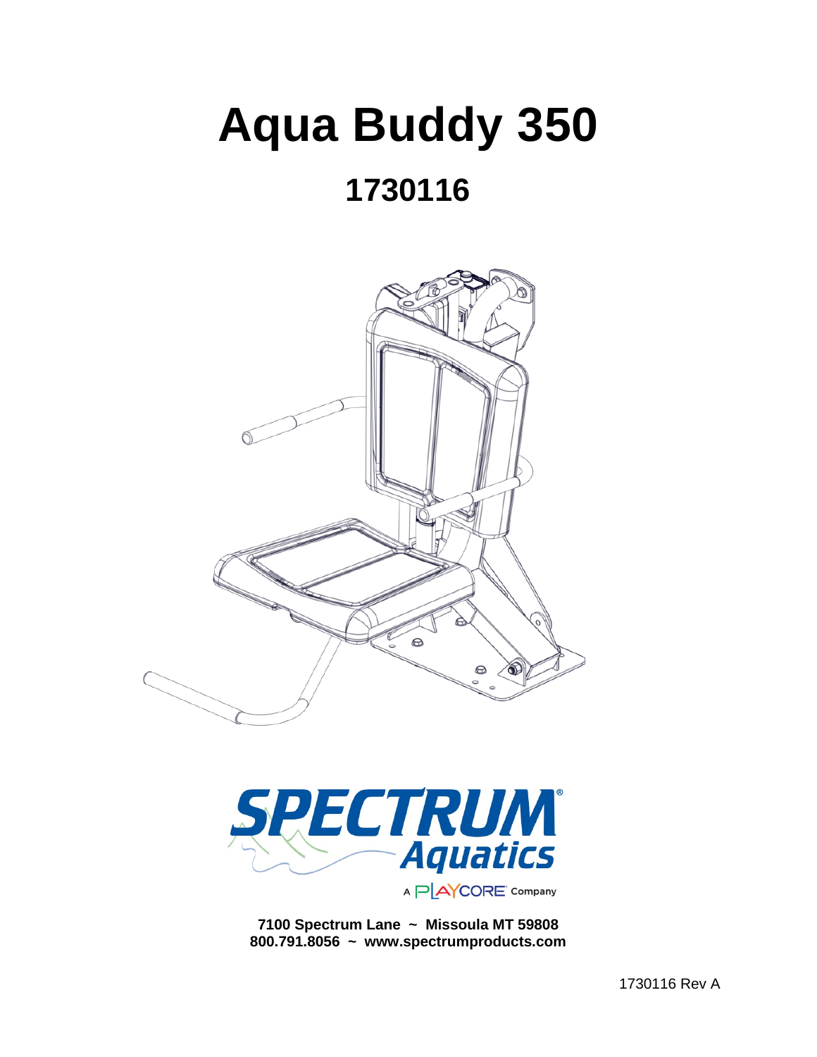# Aqua Buddy 350

## 1730116

SPECTRUM® Aquatics

A PLAYCORE Company

**7100 Spectrum Lane ~ Missoula MT 59808**
**800.791.8056 ~ www.spectrumproducts.com**

1730116 Rev A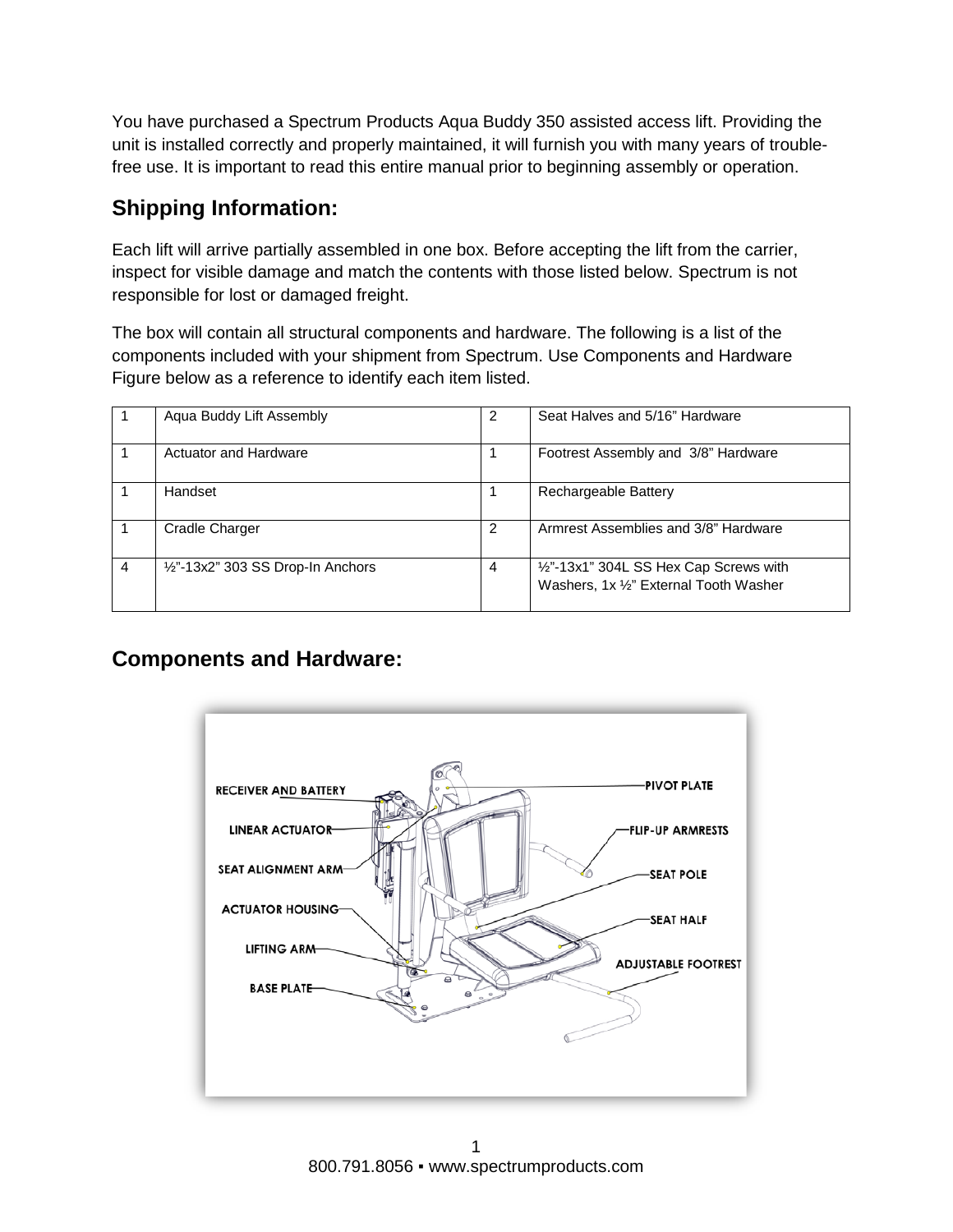You have purchased a Spectrum Products Aqua Buddy 350 assisted access lift. Providing the unit is installed correctly and properly maintained, it will furnish you with many years of trouble-free use. It is important to read this entire manual prior to beginning assembly or operation.

## Shipping Information:

Each lift will arrive partially assembled in one box. Before accepting the lift from the carrier, inspect for visible damage and match the contents with those listed below. Spectrum is not responsible for lost or damaged freight.

The box will contain all structural components and hardware. The following is a list of the components included with your shipment from Spectrum. Use Components and Hardware Figure below as a reference to identify each item listed.

| | | | |
|---|---|---|---|
| 1 | Aqua Buddy Lift Assembly | 2 | Seat Halves and 5/16" Hardware |
| 1 | Actuator and Hardware | 1 | Footrest Assembly and 3/8" Hardware |
| 1 | Handset | 1 | Rechargeable Battery |
| 1 | Cradle Charger | 2 | Armrest Assemblies and 3/8" Hardware |
| 4 | ½"-13x2" 303 SS Drop-In Anchors | 4 | ½"-13x1" 304L SS Hex Cap Screws with Washers, 1x ½" External Tooth Washer |

## Components and Hardware:

RECEIVER AND BATTERY
LINEAR ACTUATOR
SEAT ALIGNMENT ARM
ACTUATOR HOUSING
LIFTING ARM
BASE PLATE
PIVOT PLATE
FLIP-UP ARMRESTS
SEAT POLE
SEAT HALF
ADJUSTABLE FOOTREST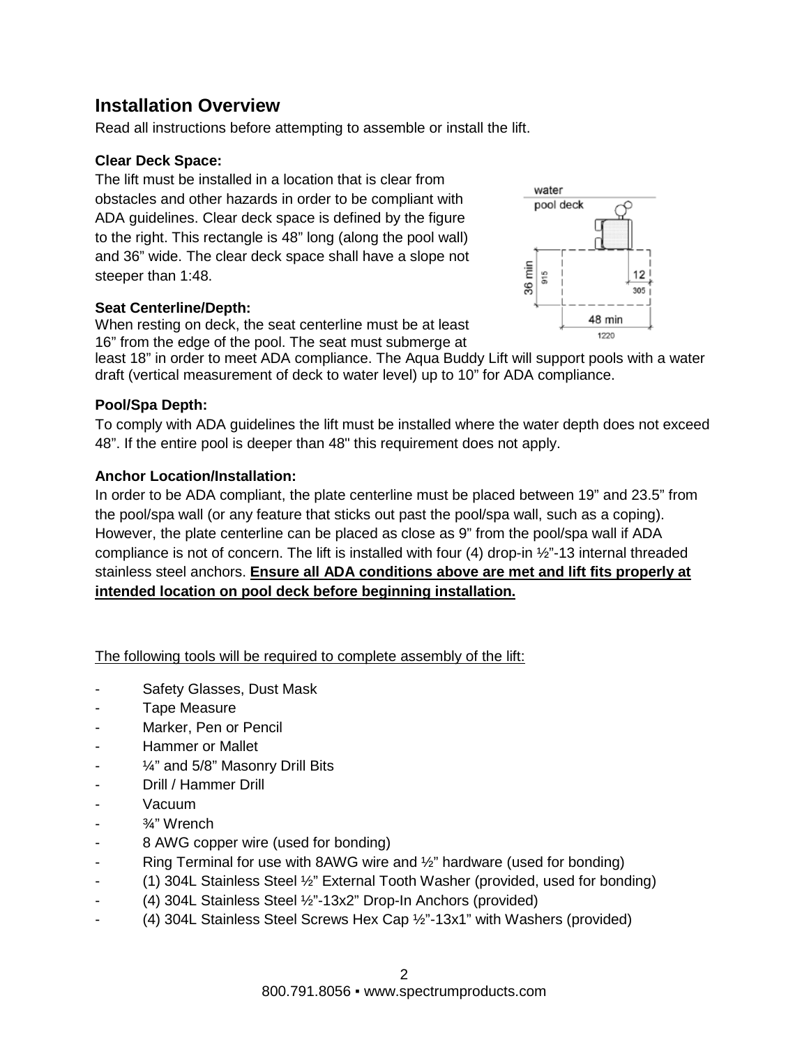## Installation Overview

Read all instructions before attempting to assemble or install the lift.

### Clear Deck Space:

The lift must be installed in a location that is clear from obstacles and other hazards in order to be compliant with ADA guidelines. Clear deck space is defined by the figure to the right. This rectangle is 48" long (along the pool wall) and 36" wide. The clear deck space shall have a slope not steeper than 1:48.

### Seat Centerline/Depth:

When resting on deck, the seat centerline must be at least 16" from the edge of the pool. The seat must submerge at least 18" in order to meet ADA compliance. The Aqua Buddy Lift will support pools with a water draft (vertical measurement of deck to water level) up to 10" for ADA compliance.

### Pool/Spa Depth:

To comply with ADA guidelines the lift must be installed where the water depth does not exceed 48". If the entire pool is deeper than 48" this requirement does not apply.

### Anchor Location/Installation:

In order to be ADA compliant, the plate centerline must be placed between 19" and 23.5" from the pool/spa wall (or any feature that sticks out past the pool/spa wall, such as a coping). However, the plate centerline can be placed as close as 9" from the pool/spa wall if ADA compliance is not of concern. The lift is installed with four (4) drop-in ½"-13 internal threaded stainless steel anchors. **Ensure all ADA conditions above are met and lift fits properly at intended location on pool deck before beginning installation.**

The following tools will be required to complete assembly of the lift:

- Safety Glasses, Dust Mask
- Tape Measure
- Marker, Pen or Pencil
- Hammer or Mallet
- ¼" and 5/8" Masonry Drill Bits
- Drill / Hammer Drill
- Vacuum
- ¾" Wrench
- 8 AWG copper wire (used for bonding)
- Ring Terminal for use with 8AWG wire and ½" hardware (used for bonding)
- (1) 304L Stainless Steel ½" External Tooth Washer (provided, used for bonding)
- (4) 304L Stainless Steel ½"-13x2" Drop-In Anchors (provided)
- (4) 304L Stainless Steel Screws Hex Cap ½"-13x1" with Washers (provided)

800.791.8056 ▪ www.spectrumproducts.com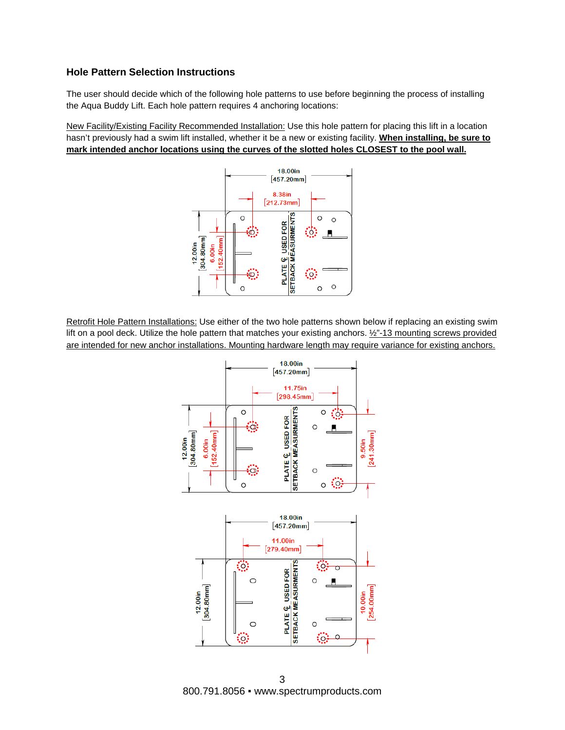### Hole Pattern Selection Instructions

The user should decide which of the following hole patterns to use before beginning the process of installing the Aqua Buddy Lift. Each hole pattern requires 4 anchoring locations:

New Facility/Existing Facility Recommended Installation: Use this hole pattern for placing this lift in a location hasn't previously had a swim lift installed, whether it be a new or existing facility. **When installing, be sure to mark intended anchor locations using the curves of the slotted holes CLOSEST to the pool wall.**

18.00in [457.20mm]

8.38in [212.73mm]

12.00in [304.80mm]

6.00in [152.40mm]

PLATE ℄ USED FOR SETBACK MEASUREMENTS

Retrofit Hole Pattern Installations: Use either of the two hole patterns shown below if replacing an existing swim lift on a pool deck. Utilize the hole pattern that matches your existing anchors. ½"-13 mounting screws provided are intended for new anchor installations. Mounting hardware length may require variance for existing anchors.

18.00in [457.20mm]

11.75in [298.45mm]

12.00in [304.80mm]

6.00in [152.40mm]

9.50in [241.30mm]

PLATE ℄ USED FOR SETBACK MEASUREMENTS

18.00in [457.20mm]

11.00in [279.40mm]

12.00in [304.80mm]

10.00in [254.00mm]

PLATE ℄ USED FOR SETBACK MEASUREMENTS

800.791.8056 ▪ www.spectrumproducts.com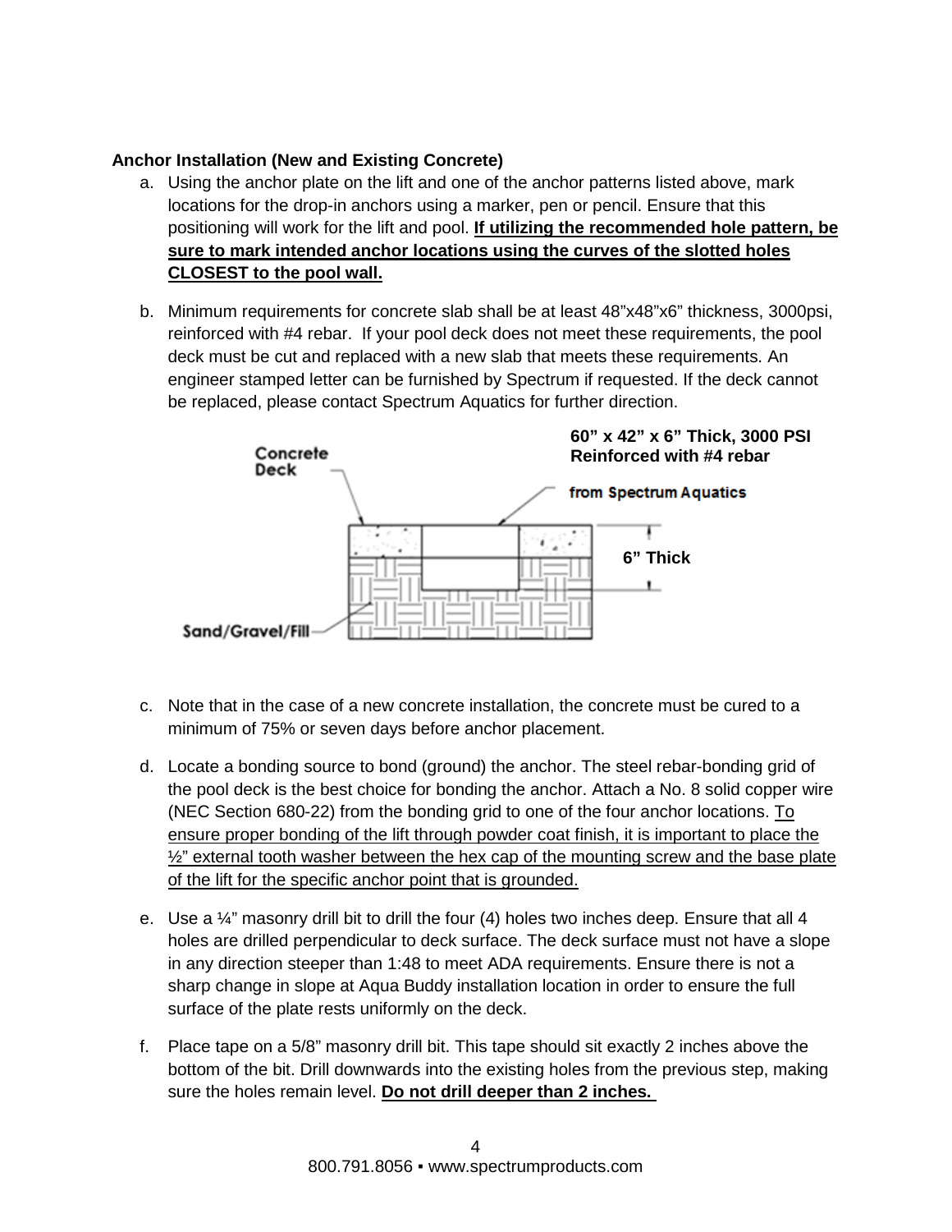### Anchor Installation (New and Existing Concrete)

a. Using the anchor plate on the lift and one of the anchor patterns listed above, mark locations for the drop-in anchors using a marker, pen or pencil. Ensure that this positioning will work for the lift and pool. **If utilizing the recommended hole pattern, be sure to mark intended anchor locations using the curves of the slotted holes CLOSEST to the pool wall.**

b. Minimum requirements for concrete slab shall be at least 48"x48"x6" thickness, 3000psi, reinforced with #4 rebar. If your pool deck does not meet these requirements, the pool deck must be cut and replaced with a new slab that meets these requirements. An engineer stamped letter can be furnished by Spectrum if requested. If the deck cannot be replaced, please contact Spectrum Aquatics for further direction.

Concrete Deck

**60" x 42" x 6" Thick, 3000 PSI Reinforced with #4 rebar**

from Spectrum Aquatics

**6" Thick**

Sand/Gravel/Fill

c. Note that in the case of a new concrete installation, the concrete must be cured to a minimum of 75% or seven days before anchor placement.

d. Locate a bonding source to bond (ground) the anchor. The steel rebar-bonding grid of the pool deck is the best choice for bonding the anchor. Attach a No. 8 solid copper wire (NEC Section 680-22) from the bonding grid to one of the four anchor locations. To ensure proper bonding of the lift through powder coat finish, it is important to place the ½" external tooth washer between the hex cap of the mounting screw and the base plate of the lift for the specific anchor point that is grounded.

e. Use a ¼" masonry drill bit to drill the four (4) holes two inches deep. Ensure that all 4 holes are drilled perpendicular to deck surface. The deck surface must not have a slope in any direction steeper than 1:48 to meet ADA requirements. Ensure there is not a sharp change in slope at Aqua Buddy installation location in order to ensure the full surface of the plate rests uniformly on the deck.

f. Place tape on a 5/8" masonry drill bit. This tape should sit exactly 2 inches above the bottom of the bit. Drill downwards into the existing holes from the previous step, making sure the holes remain level. **Do not drill deeper than 2 inches.**

800.791.8056 ▪ www.spectrumproducts.com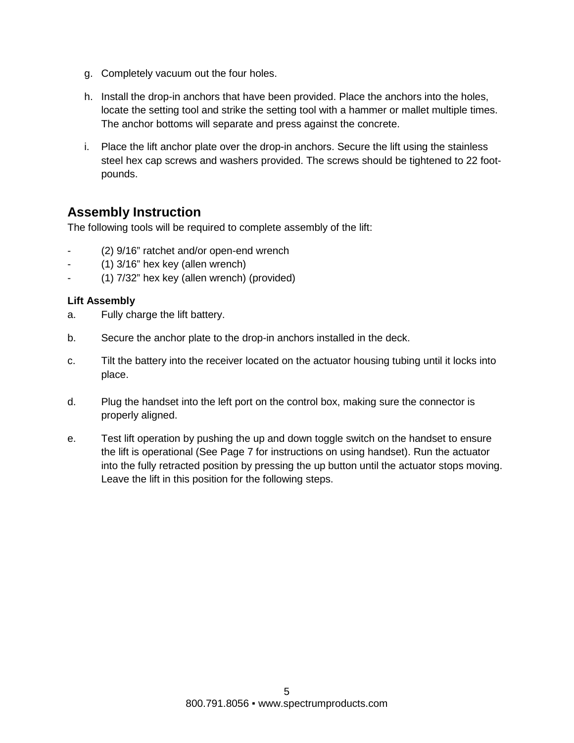g. Completely vacuum out the four holes.

h. Install the drop-in anchors that have been provided. Place the anchors into the holes, locate the setting tool and strike the setting tool with a hammer or mallet multiple times. The anchor bottoms will separate and press against the concrete.

i. Place the lift anchor plate over the drop-in anchors. Secure the lift using the stainless steel hex cap screws and washers provided. The screws should be tightened to 22 foot-pounds.

## Assembly Instruction

The following tools will be required to complete assembly of the lift:

- (2) 9/16" ratchet and/or open-end wrench
- (1) 3/16" hex key (allen wrench)
- (1) 7/32" hex key (allen wrench) (provided)

**Lift Assembly**

a. Fully charge the lift battery.

b. Secure the anchor plate to the drop-in anchors installed in the deck.

c. Tilt the battery into the receiver located on the actuator housing tubing until it locks into place.

d. Plug the handset into the left port on the control box, making sure the connector is properly aligned.

e. Test lift operation by pushing the up and down toggle switch on the handset to ensure the lift is operational (See Page 7 for instructions on using handset). Run the actuator into the fully retracted position by pressing the up button until the actuator stops moving. Leave the lift in this position for the following steps.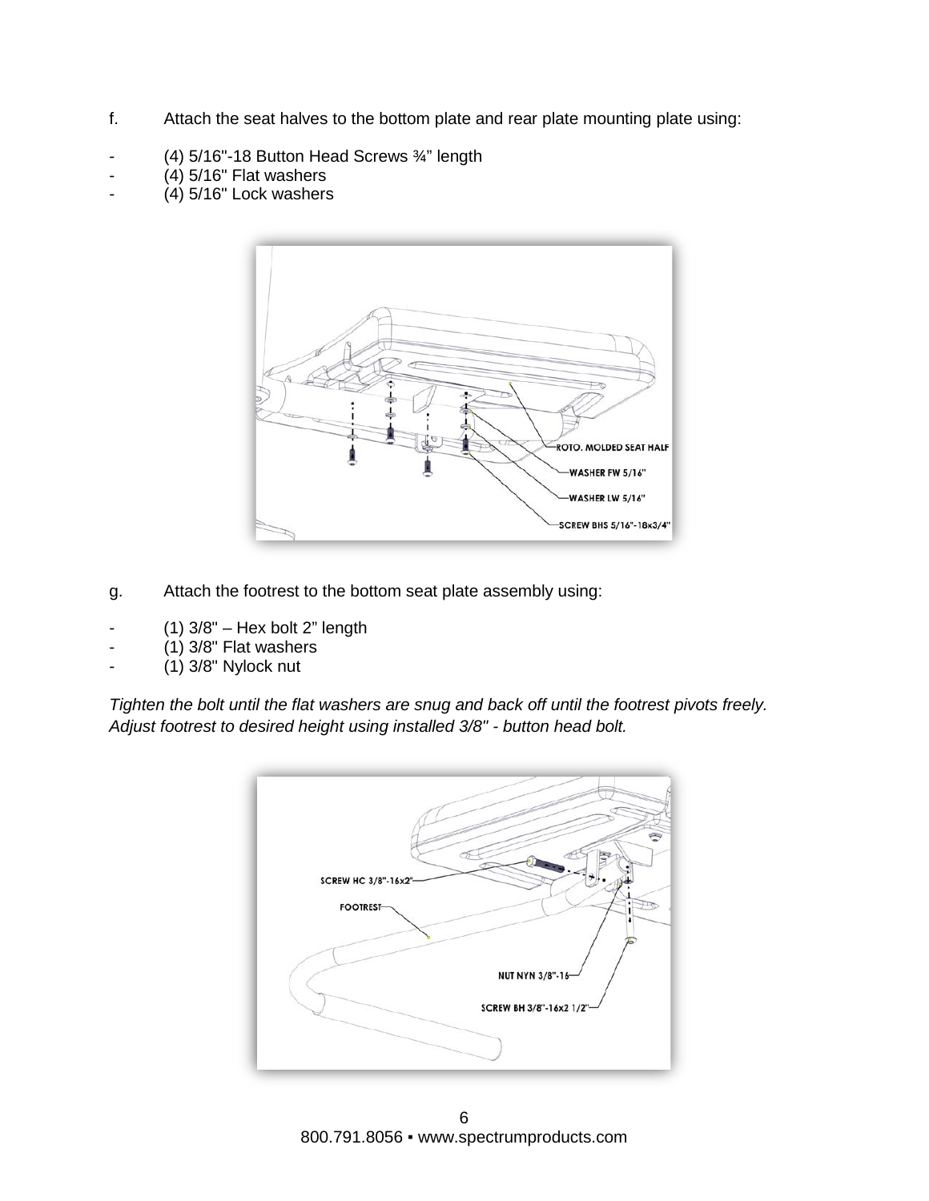f. Attach the seat halves to the bottom plate and rear plate mounting plate using:

- (4) 5/16"-18 Button Head Screws ¾" length
- (4) 5/16" Flat washers
- (4) 5/16" Lock washers

g. Attach the footrest to the bottom seat plate assembly using:

- (1) 3/8" – Hex bolt 2" length
- (1) 3/8" Flat washers
- (1) 3/8" Nylock nut

*Tighten the bolt until the flat washers are snug and back off until the footrest pivots freely. Adjust footrest to desired height using installed 3/8" - button head bolt.*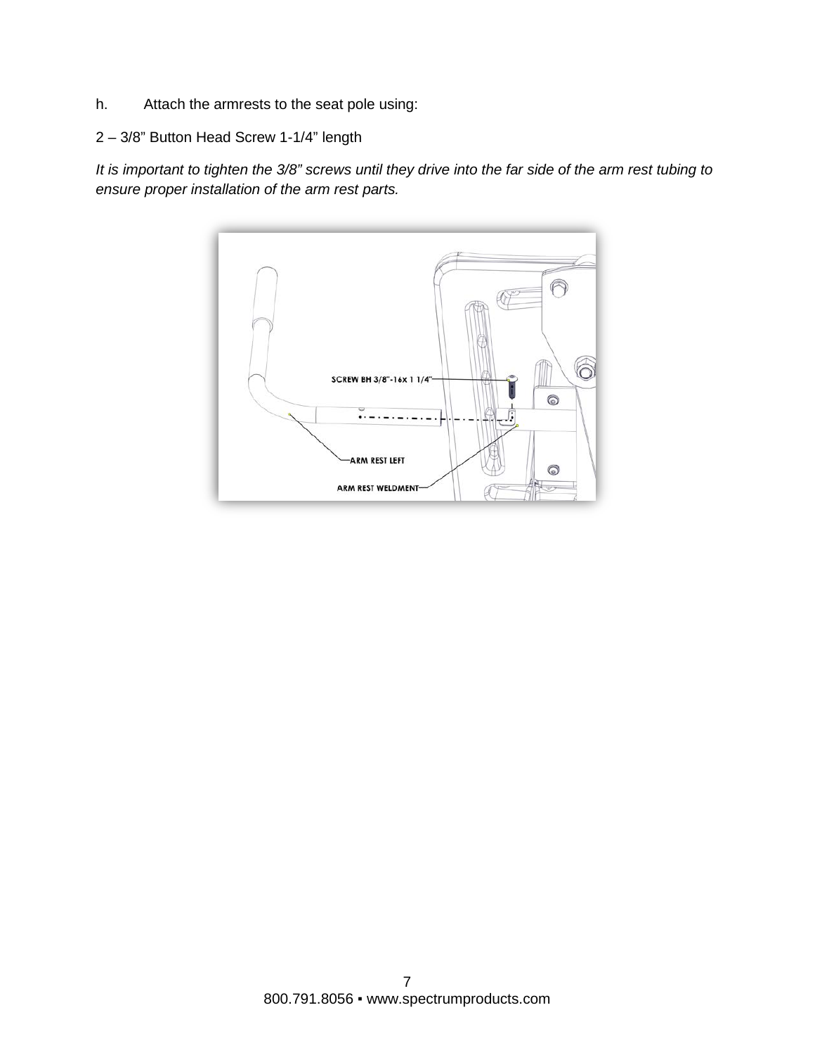h. Attach the armrests to the seat pole using:

2 – 3/8" Button Head Screw 1-1/4" length

*It is important to tighten the 3/8" screws until they drive into the far side of the arm rest tubing to ensure proper installation of the arm rest parts.*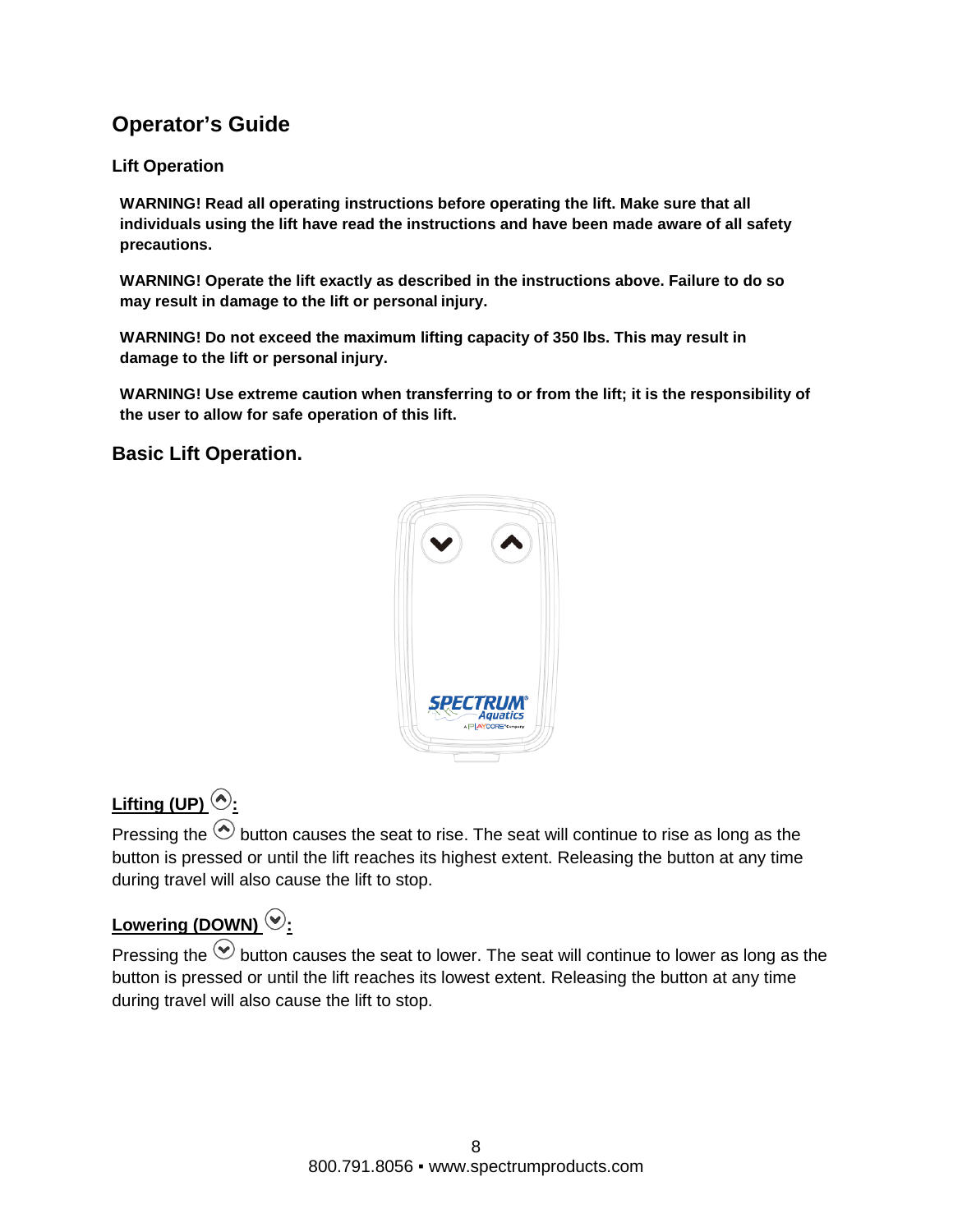# Operator's Guide

## Lift Operation

**WARNING! Read all operating instructions before operating the lift. Make sure that all individuals using the lift have read the instructions and have been made aware of all safety precautions.**

**WARNING! Operate the lift exactly as described in the instructions above. Failure to do so may result in damage to the lift or personal injury.**

**WARNING! Do not exceed the maximum lifting capacity of 350 lbs. This may result in damage to the lift or personal injury.**

**WARNING! Use extreme caution when transferring to or from the lift; it is the responsibility of the user to allow for safe operation of this lift.**

## Basic Lift Operation.

### <u>Lifting (UP) ⌃:</u>

Pressing the ⌃ button causes the seat to rise. The seat will continue to rise as long as the button is pressed or until the lift reaches its highest extent. Releasing the button at any time during travel will also cause the lift to stop.

### <u>Lowering (DOWN) ⌄:</u>

Pressing the ⌄ button causes the seat to lower. The seat will continue to lower as long as the button is pressed or until the lift reaches its lowest extent. Releasing the button at any time during travel will also cause the lift to stop.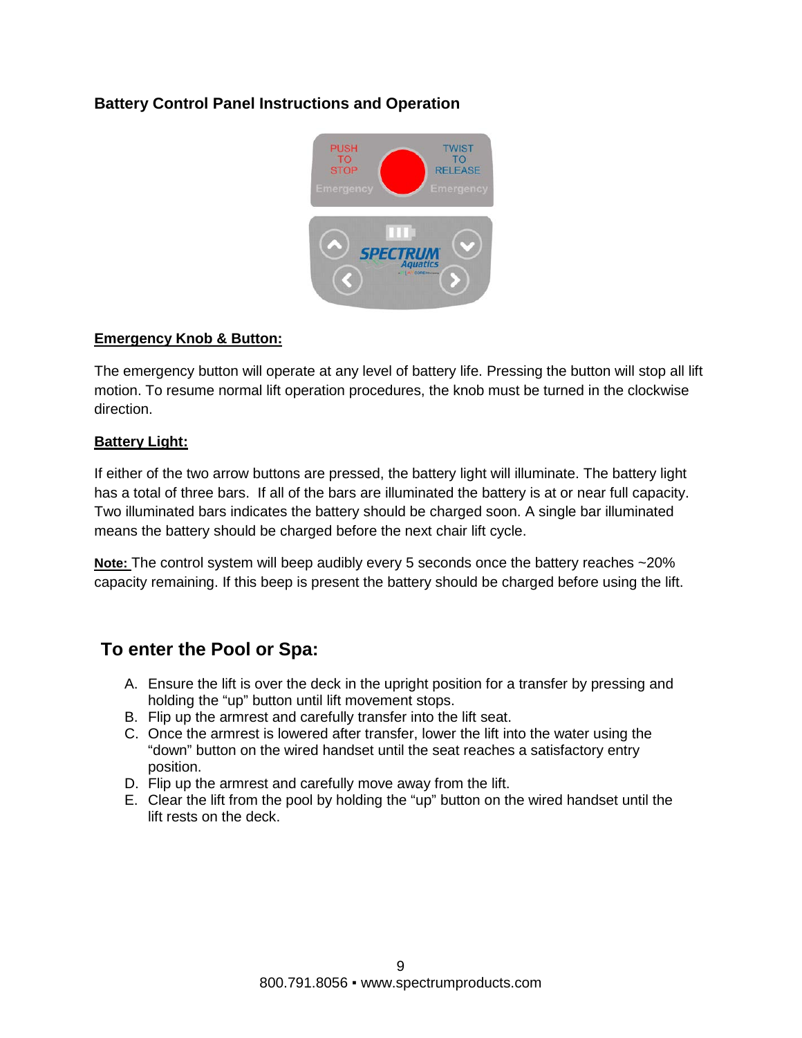## Battery Control Panel Instructions and Operation

**Emergency Knob & Button:**

The emergency button will operate at any level of battery life. Pressing the button will stop all lift motion. To resume normal lift operation procedures, the knob must be turned in the clockwise direction.

**Battery Light:**

If either of the two arrow buttons are pressed, the battery light will illuminate. The battery light has a total of three bars. If all of the bars are illuminated the battery is at or near full capacity. Two illuminated bars indicates the battery should be charged soon. A single bar illuminated means the battery should be charged before the next chair lift cycle.

**Note:** The control system will beep audibly every 5 seconds once the battery reaches ~20% capacity remaining. If this beep is present the battery should be charged before using the lift.

## To enter the Pool or Spa:

A. Ensure the lift is over the deck in the upright position for a transfer by pressing and holding the "up" button until lift movement stops.
B. Flip up the armrest and carefully transfer into the lift seat.
C. Once the armrest is lowered after transfer, lower the lift into the water using the "down" button on the wired handset until the seat reaches a satisfactory entry position.
D. Flip up the armrest and carefully move away from the lift.
E. Clear the lift from the pool by holding the "up" button on the wired handset until the lift rests on the deck.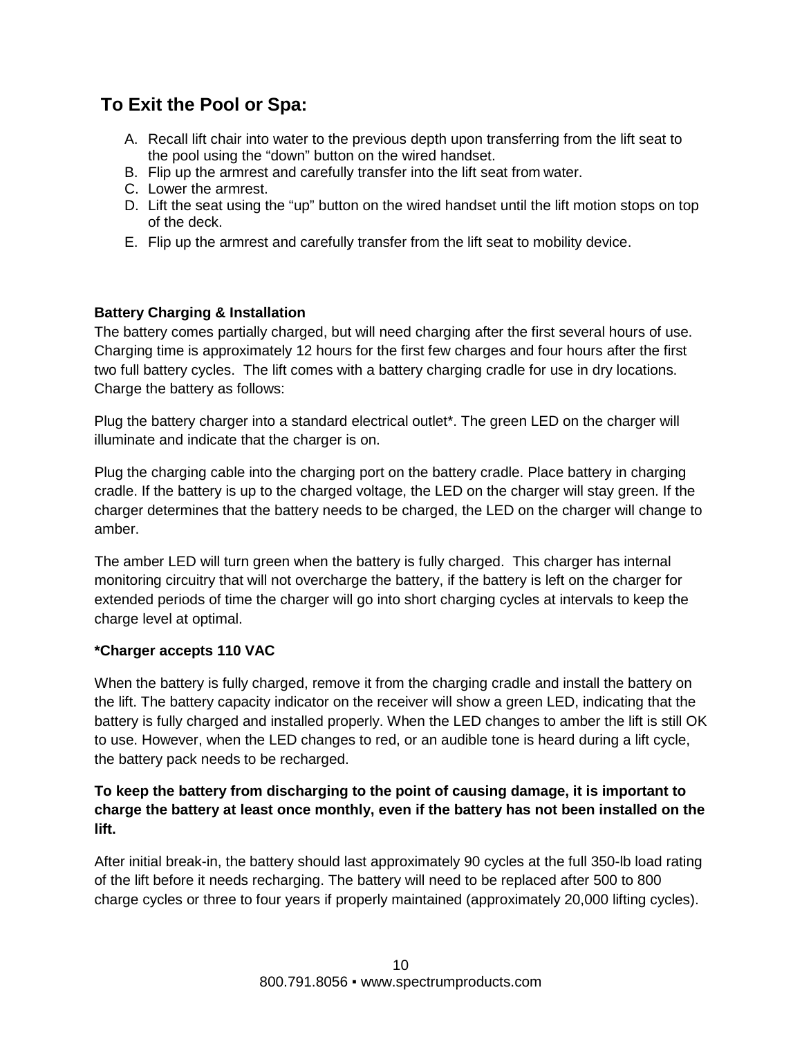## To Exit the Pool or Spa:

A. Recall lift chair into water to the previous depth upon transferring from the lift seat to the pool using the “down” button on the wired handset.
B. Flip up the armrest and carefully transfer into the lift seat from water.
C. Lower the armrest.
D. Lift the seat using the “up” button on the wired handset until the lift motion stops on top of the deck.
E. Flip up the armrest and carefully transfer from the lift seat to mobility device.

**Battery Charging & Installation**

The battery comes partially charged, but will need charging after the first several hours of use. Charging time is approximately 12 hours for the first few charges and four hours after the first two full battery cycles. The lift comes with a battery charging cradle for use in dry locations. Charge the battery as follows:

Plug the battery charger into a standard electrical outlet*. The green LED on the charger will illuminate and indicate that the charger is on.

Plug the charging cable into the charging port on the battery cradle. Place battery in charging cradle. If the battery is up to the charged voltage, the LED on the charger will stay green. If the charger determines that the battery needs to be charged, the LED on the charger will change to amber.

The amber LED will turn green when the battery is fully charged. This charger has internal monitoring circuitry that will not overcharge the battery, if the battery is left on the charger for extended periods of time the charger will go into short charging cycles at intervals to keep the charge level at optimal.

***Charger accepts 110 VAC**

When the battery is fully charged, remove it from the charging cradle and install the battery on the lift. The battery capacity indicator on the receiver will show a green LED, indicating that the battery is fully charged and installed properly. When the LED changes to amber the lift is still OK to use. However, when the LED changes to red, or an audible tone is heard during a lift cycle, the battery pack needs to be recharged.

**To keep the battery from discharging to the point of causing damage, it is important to charge the battery at least once monthly, even if the battery has not been installed on the lift.**

After initial break-in, the battery should last approximately 90 cycles at the full 350-lb load rating of the lift before it needs recharging. The battery will need to be replaced after 500 to 800 charge cycles or three to four years if properly maintained (approximately 20,000 lifting cycles).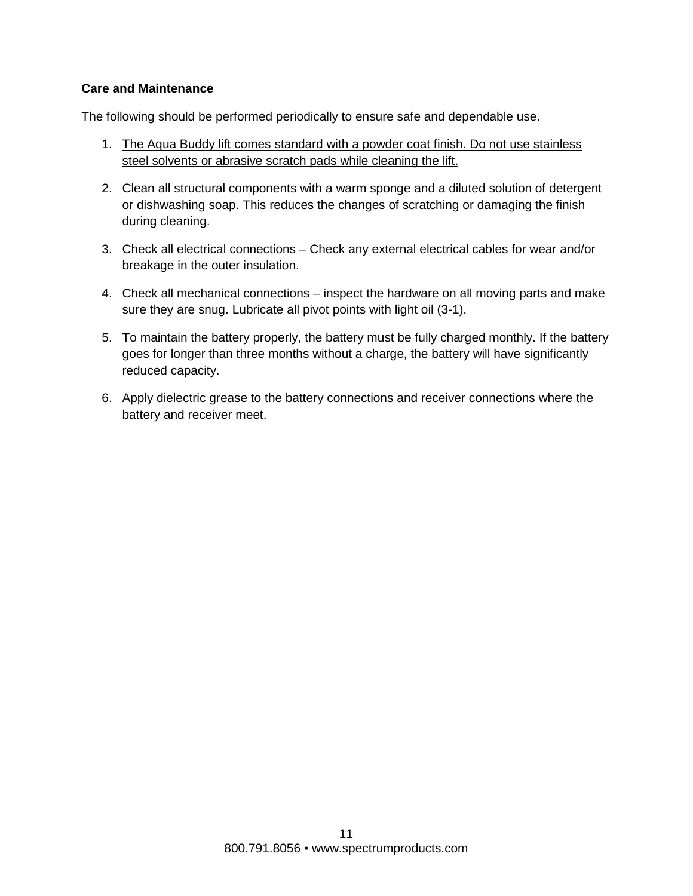**Care and Maintenance**

The following should be performed periodically to ensure safe and dependable use.

1. <u>The Aqua Buddy lift comes standard with a powder coat finish. Do not use stainless steel solvents or abrasive scratch pads while cleaning the lift.</u>
2. Clean all structural components with a warm sponge and a diluted solution of detergent or dishwashing soap. This reduces the changes of scratching or damaging the finish during cleaning.
3. Check all electrical connections – Check any external electrical cables for wear and/or breakage in the outer insulation.
4. Check all mechanical connections – inspect the hardware on all moving parts and make sure they are snug. Lubricate all pivot points with light oil (3-1).
5. To maintain the battery properly, the battery must be fully charged monthly. If the battery goes for longer than three months without a charge, the battery will have significantly reduced capacity.
6. Apply dielectric grease to the battery connections and receiver connections where the battery and receiver meet.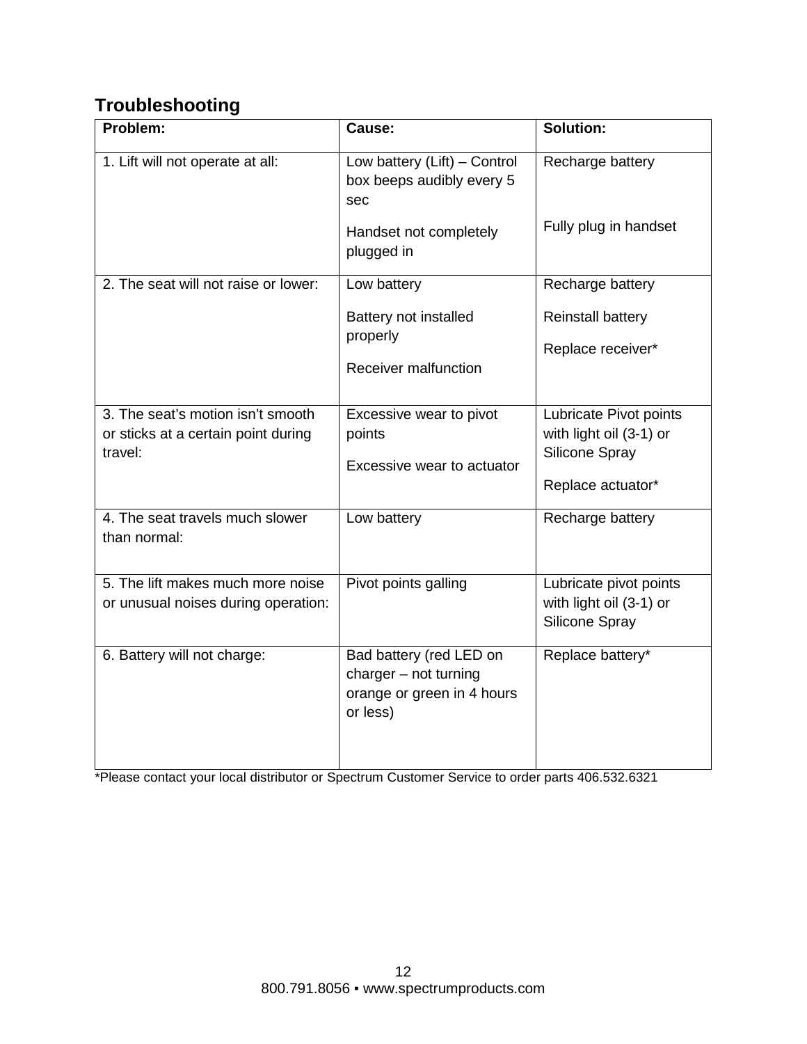## Troubleshooting

| Problem: | Cause: | Solution: |
|---|---|---|
| 1. Lift will not operate at all: | Low battery (Lift) – Control box beeps audibly every 5 sec<br><br>Handset not completely plugged in | Recharge battery<br><br>Fully plug in handset |
| 2. The seat will not raise or lower: | Low battery<br><br>Battery not installed properly<br><br>Receiver malfunction | Recharge battery<br><br>Reinstall battery<br><br>Replace receiver* |
| 3. The seat's motion isn't smooth or sticks at a certain point during travel: | Excessive wear to pivot points<br><br>Excessive wear to actuator | Lubricate Pivot points with light oil (3-1) or Silicone Spray<br><br>Replace actuator* |
| 4. The seat travels much slower than normal: | Low battery | Recharge battery |
| 5. The lift makes much more noise or unusual noises during operation: | Pivot points galling | Lubricate pivot points with light oil (3-1) or Silicone Spray |
| 6. Battery will not charge: | Bad battery (red LED on charger – not turning orange or green in 4 hours or less) | Replace battery* |

*Please contact your local distributor or Spectrum Customer Service to order parts 406.532.6321

800.791.8056 ▪ www.spectrumproducts.com